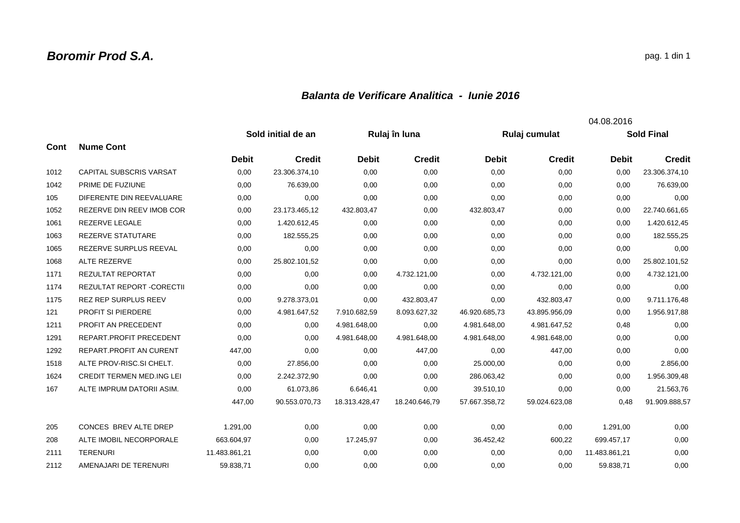# Boromir Prod S.A.

## Balanta de Verificare Analitica - Iunie 2016

04.08.2016

| Cont | Nume Cont | Sold initial de an | | Rulaj în luna | | Rulaj cumulat | | Sold Final | |
|---|---|---|---|---|---|---|---|---|---|
| | | Debit | Credit | Debit | Credit | Debit | Credit | Debit | Credit |
| 1012 | CAPITAL SUBSCRIS VARSAT | 0,00 | 23.306.374,10 | 0,00 | 0,00 | 0,00 | 0,00 | 0,00 | 23.306.374,10 |
| 1042 | PRIME DE FUZIUNE | 0,00 | 76.639,00 | 0,00 | 0,00 | 0,00 | 0,00 | 0,00 | 76.639,00 |
| 105 | DIFERENTE DIN REEVALUARE | 0,00 | 0,00 | 0,00 | 0,00 | 0,00 | 0,00 | 0,00 | 0,00 |
| 1052 | REZERVE DIN REEV IMOB COR | 0,00 | 23.173.465,12 | 432.803,47 | 0,00 | 432.803,47 | 0,00 | 0,00 | 22.740.661,65 |
| 1061 | REZERVE LEGALE | 0,00 | 1.420.612,45 | 0,00 | 0,00 | 0,00 | 0,00 | 0,00 | 1.420.612,45 |
| 1063 | REZERVE STATUTARE | 0,00 | 182.555,25 | 0,00 | 0,00 | 0,00 | 0,00 | 0,00 | 182.555,25 |
| 1065 | REZERVE SURPLUS REEVAL | 0,00 | 0,00 | 0,00 | 0,00 | 0,00 | 0,00 | 0,00 | 0,00 |
| 1068 | ALTE REZERVE | 0,00 | 25.802.101,52 | 0,00 | 0,00 | 0,00 | 0,00 | 0,00 | 25.802.101,52 |
| 1171 | REZULTAT REPORTAT | 0,00 | 0,00 | 0,00 | 4.732.121,00 | 0,00 | 4.732.121,00 | 0,00 | 4.732.121,00 |
| 1174 | REZULTAT REPORT -CORECTII | 0,00 | 0,00 | 0,00 | 0,00 | 0,00 | 0,00 | 0,00 | 0,00 |
| 1175 | REZ REP SURPLUS REEV | 0,00 | 9.278.373,01 | 0,00 | 432.803,47 | 0,00 | 432.803,47 | 0,00 | 9.711.176,48 |
| 121 | PROFIT SI PIERDERE | 0,00 | 4.981.647,52 | 7.910.682,59 | 8.093.627,32 | 46.920.685,73 | 43.895.956,09 | 0,00 | 1.956.917,88 |
| 1211 | PROFIT AN PRECEDENT | 0,00 | 0,00 | 4.981.648,00 | 0,00 | 4.981.648,00 | 4.981.647,52 | 0,48 | 0,00 |
| 1291 | REPART.PROFIT PRECEDENT | 0,00 | 0,00 | 4.981.648,00 | 4.981.648,00 | 4.981.648,00 | 4.981.648,00 | 0,00 | 0,00 |
| 1292 | REPART.PROFIT AN CURENT | 447,00 | 0,00 | 0,00 | 447,00 | 0,00 | 447,00 | 0,00 | 0,00 |
| 1518 | ALTE PROV-RISC.SI CHELT. | 0,00 | 27.856,00 | 0,00 | 0,00 | 25.000,00 | 0,00 | 0,00 | 2.856,00 |
| 1624 | CREDIT TERMEN MED.ING LEI | 0,00 | 2.242.372,90 | 0,00 | 0,00 | 286.063,42 | 0,00 | 0,00 | 1.956.309,48 |
| 167 | ALTE IMPRUM DATORII ASIM. | 0,00 | 61.073,86 | 6.646,41 | 0,00 | 39.510,10 | 0,00 | 0,00 | 21.563,76 |
| | | 447,00 | 90.553.070,73 | 18.313.428,47 | 18.240.646,79 | 57.667.358,72 | 59.024.623,08 | 0,48 | 91.909.888,57 |
| 205 | CONCES BREV ALTE DREP | 1.291,00 | 0,00 | 0,00 | 0,00 | 0,00 | 0,00 | 1.291,00 | 0,00 |
| 208 | ALTE IMOBIL NECORPORALE | 663.604,97 | 0,00 | 17.245,97 | 0,00 | 36.452,42 | 600,22 | 699.457,17 | 0,00 |
| 2111 | TERENURI | 11.483.861,21 | 0,00 | 0,00 | 0,00 | 0,00 | 0,00 | 11.483.861,21 | 0,00 |
| 2112 | AMENAJARI DE TERENURI | 59.838,71 | 0,00 | 0,00 | 0,00 | 0,00 | 0,00 | 59.838,71 | 0,00 |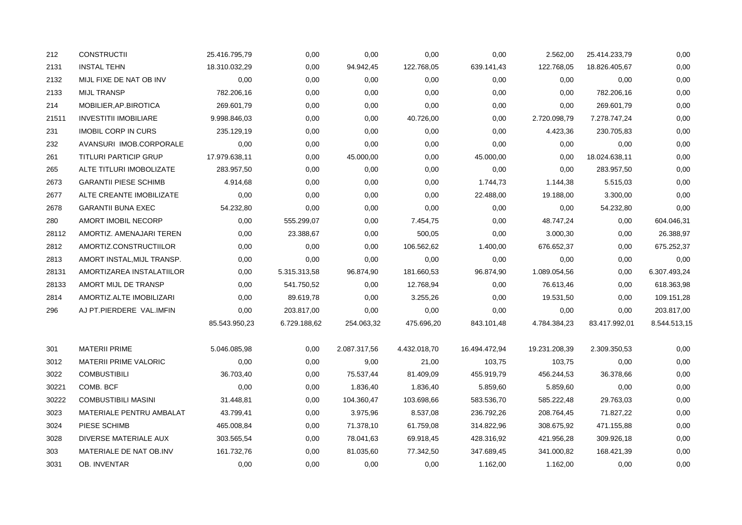| | | | | | | | | | |
|---|---|---|---|---|---|---|---|---|---|
| 212 | CONSTRUCTII | 25.416.795,79 | 0,00 | 0,00 | 0,00 | 0,00 | 2.562,00 | 25.414.233,79 | 0,00 |
| 2131 | INSTAL TEHN | 18.310.032,29 | 0,00 | 94.942,45 | 122.768,05 | 639.141,43 | 122.768,05 | 18.826.405,67 | 0,00 |
| 2132 | MIJL FIXE DE NAT OB INV | 0,00 | 0,00 | 0,00 | 0,00 | 0,00 | 0,00 | 0,00 | 0,00 |
| 2133 | MIJL TRANSP | 782.206,16 | 0,00 | 0,00 | 0,00 | 0,00 | 0,00 | 782.206,16 | 0,00 |
| 214 | MOBILIER,AP.BIROTICA | 269.601,79 | 0,00 | 0,00 | 0,00 | 0,00 | 0,00 | 269.601,79 | 0,00 |
| 21511 | INVESTITII IMOBILIARE | 9.998.846,03 | 0,00 | 0,00 | 40.726,00 | 0,00 | 2.720.098,79 | 7.278.747,24 | 0,00 |
| 231 | IMOBIL CORP IN CURS | 235.129,19 | 0,00 | 0,00 | 0,00 | 0,00 | 4.423,36 | 230.705,83 | 0,00 |
| 232 | AVANSURI IMOB.CORPORALE | 0,00 | 0,00 | 0,00 | 0,00 | 0,00 | 0,00 | 0,00 | 0,00 |
| 261 | TITLURI PARTICIP GRUP | 17.979.638,11 | 0,00 | 45.000,00 | 0,00 | 45.000,00 | 0,00 | 18.024.638,11 | 0,00 |
| 265 | ALTE TITLURI IMOBILIZATE | 283.957,50 | 0,00 | 0,00 | 0,00 | 0,00 | 0,00 | 283.957,50 | 0,00 |
| 2673 | GARANTII PIESE SCHIMB | 4.914,68 | 0,00 | 0,00 | 0,00 | 1.744,73 | 1.144,38 | 5.515,03 | 0,00 |
| 2677 | ALTE CREANTE IMOBILIZATE | 0,00 | 0,00 | 0,00 | 0,00 | 22.488,00 | 19.188,00 | 3.300,00 | 0,00 |
| 2678 | GARANTII BUNA EXEC | 54.232,80 | 0,00 | 0,00 | 0,00 | 0,00 | 0,00 | 54.232,80 | 0,00 |
| 280 | AMORT IMOBIL NECORP | 0,00 | 555.299,07 | 0,00 | 7.454,75 | 0,00 | 48.747,24 | 0,00 | 604.046,31 |
| 28112 | AMORTIZ. AMENAJARI TEREN | 0,00 | 23.388,67 | 0,00 | 500,05 | 0,00 | 3.000,30 | 0,00 | 26.388,97 |
| 2812 | AMORTIZ.CONSTRUCTIILOR | 0,00 | 0,00 | 0,00 | 106.562,62 | 1.400,00 | 676.652,37 | 0,00 | 675.252,37 |
| 2813 | AMORT INSTAL,MIJL TRANSP. | 0,00 | 0,00 | 0,00 | 0,00 | 0,00 | 0,00 | 0,00 | 0,00 |
| 28131 | AMORTIZAREA INSTALATIILOR | 0,00 | 5.315.313,58 | 96.874,90 | 181.660,53 | 96.874,90 | 1.089.054,56 | 0,00 | 6.307.493,24 |
| 28133 | AMORT MIJL DE TRANSP | 0,00 | 541.750,52 | 0,00 | 12.768,94 | 0,00 | 76.613,46 | 0,00 | 618.363,98 |
| 2814 | AMORTIZ.ALTE IMOBILIZARI | 0,00 | 89.619,78 | 0,00 | 3.255,26 | 0,00 | 19.531,50 | 0,00 | 109.151,28 |
| 296 | AJ PT.PIERDERE VAL.IMFIN | 0,00 | 203.817,00 | 0,00 | 0,00 | 0,00 | 0,00 | 0,00 | 203.817,00 |
| | | 85.543.950,23 | 6.729.188,62 | 254.063,32 | 475.696,20 | 843.101,48 | 4.784.384,23 | 83.417.992,01 | 8.544.513,15 |
| 301 | MATERII PRIME | 5.046.085,98 | 0,00 | 2.087.317,56 | 4.432.018,70 | 16.494.472,94 | 19.231.208,39 | 2.309.350,53 | 0,00 |
| 3012 | MATERII PRIME VALORIC | 0,00 | 0,00 | 9,00 | 21,00 | 103,75 | 103,75 | 0,00 | 0,00 |
| 3022 | COMBUSTIBILI | 36.703,40 | 0,00 | 75.537,44 | 81.409,09 | 455.919,79 | 456.244,53 | 36.378,66 | 0,00 |
| 30221 | COMB. BCF | 0,00 | 0,00 | 1.836,40 | 1.836,40 | 5.859,60 | 5.859,60 | 0,00 | 0,00 |
| 30222 | COMBUSTIBILI MASINI | 31.448,81 | 0,00 | 104.360,47 | 103.698,66 | 583.536,70 | 585.222,48 | 29.763,03 | 0,00 |
| 3023 | MATERIALE PENTRU AMBALAT | 43.799,41 | 0,00 | 3.975,96 | 8.537,08 | 236.792,26 | 208.764,45 | 71.827,22 | 0,00 |
| 3024 | PIESE SCHIMB | 465.008,84 | 0,00 | 71.378,10 | 61.759,08 | 314.822,96 | 308.675,92 | 471.155,88 | 0,00 |
| 3028 | DIVERSE MATERIALE AUX | 303.565,54 | 0,00 | 78.041,63 | 69.918,45 | 428.316,92 | 421.956,28 | 309.926,18 | 0,00 |
| 303 | MATERIALE DE NAT OB.INV | 161.732,76 | 0,00 | 81.035,60 | 77.342,50 | 347.689,45 | 341.000,82 | 168.421,39 | 0,00 |
| 3031 | OB. INVENTAR | 0,00 | 0,00 | 0,00 | 0,00 | 1.162,00 | 1.162,00 | 0,00 | 0,00 |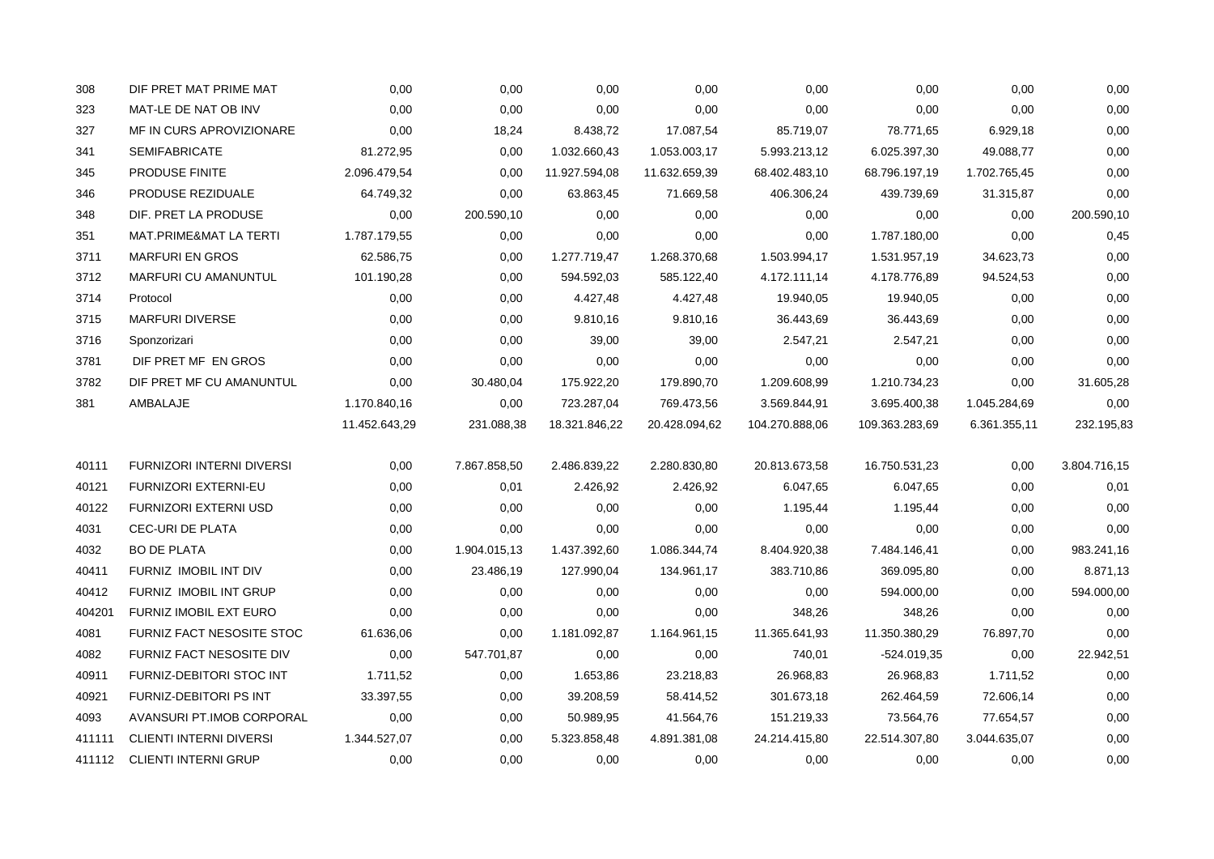| | | | | | | | | | |
|---|---|---|---|---|---|---|---|---|---|
| 308 | DIF PRET MAT PRIME MAT | 0,00 | 0,00 | 0,00 | 0,00 | 0,00 | 0,00 | 0,00 | 0,00 |
| 323 | MAT-LE DE NAT OB INV | 0,00 | 0,00 | 0,00 | 0,00 | 0,00 | 0,00 | 0,00 | 0,00 |
| 327 | MF IN CURS APROVIZIONARE | 0,00 | 18,24 | 8.438,72 | 17.087,54 | 85.719,07 | 78.771,65 | 6.929,18 | 0,00 |
| 341 | SEMIFABRICATE | 81.272,95 | 0,00 | 1.032.660,43 | 1.053.003,17 | 5.993.213,12 | 6.025.397,30 | 49.088,77 | 0,00 |
| 345 | PRODUSE FINITE | 2.096.479,54 | 0,00 | 11.927.594,08 | 11.632.659,39 | 68.402.483,10 | 68.796.197,19 | 1.702.765,45 | 0,00 |
| 346 | PRODUSE REZIDUALE | 64.749,32 | 0,00 | 63.863,45 | 71.669,58 | 406.306,24 | 439.739,69 | 31.315,87 | 0,00 |
| 348 | DIF. PRET LA PRODUSE | 0,00 | 200.590,10 | 0,00 | 0,00 | 0,00 | 0,00 | 0,00 | 200.590,10 |
| 351 | MAT.PRIME&MAT LA TERTI | 1.787.179,55 | 0,00 | 0,00 | 0,00 | 0,00 | 1.787.180,00 | 0,00 | 0,45 |
| 3711 | MARFURI EN GROS | 62.586,75 | 0,00 | 1.277.719,47 | 1.268.370,68 | 1.503.994,17 | 1.531.957,19 | 34.623,73 | 0,00 |
| 3712 | MARFURI CU AMANUNTUL | 101.190,28 | 0,00 | 594.592,03 | 585.122,40 | 4.172.111,14 | 4.178.776,89 | 94.524,53 | 0,00 |
| 3714 | Protocol | 0,00 | 0,00 | 4.427,48 | 4.427,48 | 19.940,05 | 19.940,05 | 0,00 | 0,00 |
| 3715 | MARFURI DIVERSE | 0,00 | 0,00 | 9.810,16 | 9.810,16 | 36.443,69 | 36.443,69 | 0,00 | 0,00 |
| 3716 | Sponzorizari | 0,00 | 0,00 | 39,00 | 39,00 | 2.547,21 | 2.547,21 | 0,00 | 0,00 |
| 3781 | DIF PRET MF EN GROS | 0,00 | 0,00 | 0,00 | 0,00 | 0,00 | 0,00 | 0,00 | 0,00 |
| 3782 | DIF PRET MF CU AMANUNTUL | 0,00 | 30.480,04 | 175.922,20 | 179.890,70 | 1.209.608,99 | 1.210.734,23 | 0,00 | 31.605,28 |
| 381 | AMBALAJE | 1.170.840,16 | 0,00 | 723.287,04 | 769.473,56 | 3.569.844,91 | 3.695.400,38 | 1.045.284,69 | 0,00 |
| | | 11.452.643,29 | 231.088,38 | 18.321.846,22 | 20.428.094,62 | 104.270.888,06 | 109.363.283,69 | 6.361.355,11 | 232.195,83 |
| 40111 | FURNIZORI INTERNI DIVERSI | 0,00 | 7.867.858,50 | 2.486.839,22 | 2.280.830,80 | 20.813.673,58 | 16.750.531,23 | 0,00 | 3.804.716,15 |
| 40121 | FURNIZORI EXTERNI-EU | 0,00 | 0,01 | 2.426,92 | 2.426,92 | 6.047,65 | 6.047,65 | 0,00 | 0,01 |
| 40122 | FURNIZORI EXTERNI USD | 0,00 | 0,00 | 0,00 | 0,00 | 1.195,44 | 1.195,44 | 0,00 | 0,00 |
| 4031 | CEC-URI DE PLATA | 0,00 | 0,00 | 0,00 | 0,00 | 0,00 | 0,00 | 0,00 | 0,00 |
| 4032 | BO DE PLATA | 0,00 | 1.904.015,13 | 1.437.392,60 | 1.086.344,74 | 8.404.920,38 | 7.484.146,41 | 0,00 | 983.241,16 |
| 40411 | FURNIZ IMOBIL INT DIV | 0,00 | 23.486,19 | 127.990,04 | 134.961,17 | 383.710,86 | 369.095,80 | 0,00 | 8.871,13 |
| 40412 | FURNIZ IMOBIL INT GRUP | 0,00 | 0,00 | 0,00 | 0,00 | 0,00 | 594.000,00 | 0,00 | 594.000,00 |
| 404201 | FURNIZ IMOBIL EXT EURO | 0,00 | 0,00 | 0,00 | 0,00 | 348,26 | 348,26 | 0,00 | 0,00 |
| 4081 | FURNIZ FACT NESOSITE STOC | 61.636,06 | 0,00 | 1.181.092,87 | 1.164.961,15 | 11.365.641,93 | 11.350.380,29 | 76.897,70 | 0,00 |
| 4082 | FURNIZ FACT NESOSITE DIV | 0,00 | 547.701,87 | 0,00 | 0,00 | 740,01 | -524.019,35 | 0,00 | 22.942,51 |
| 40911 | FURNIZ-DEBITORI STOC INT | 1.711,52 | 0,00 | 1.653,86 | 23.218,83 | 26.968,83 | 26.968,83 | 1.711,52 | 0,00 |
| 40921 | FURNIZ-DEBITORI PS INT | 33.397,55 | 0,00 | 39.208,59 | 58.414,52 | 301.673,18 | 262.464,59 | 72.606,14 | 0,00 |
| 4093 | AVANSURI PT.IMOB CORPORAL | 0,00 | 0,00 | 50.989,95 | 41.564,76 | 151.219,33 | 73.564,76 | 77.654,57 | 0,00 |
| 411111 | CLIENTI INTERNI DIVERSI | 1.344.527,07 | 0,00 | 5.323.858,48 | 4.891.381,08 | 24.214.415,80 | 22.514.307,80 | 3.044.635,07 | 0,00 |
| 411112 | CLIENTI INTERNI GRUP | 0,00 | 0,00 | 0,00 | 0,00 | 0,00 | 0,00 | 0,00 | 0,00 |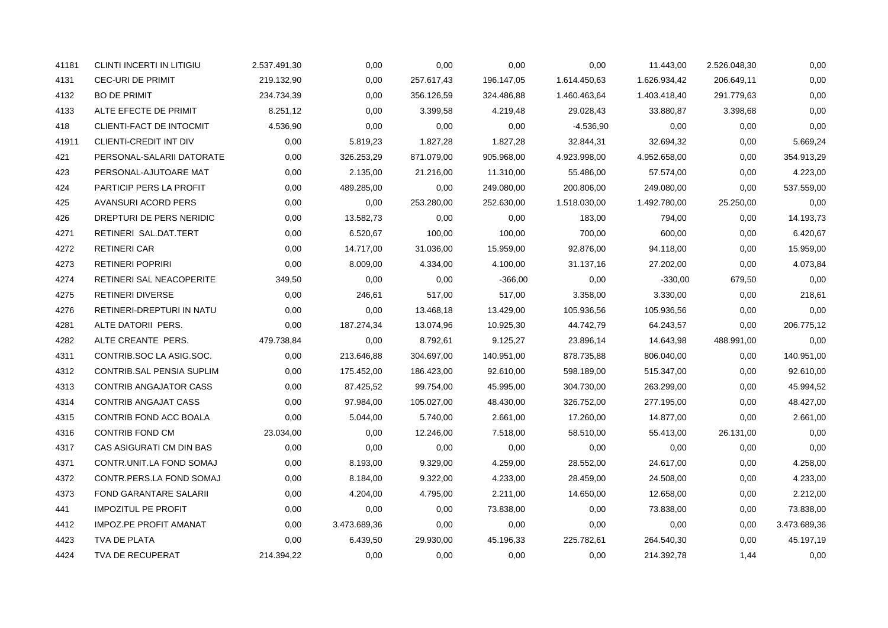| | | | | | | | | | |
|---|---|---|---|---|---|---|---|---|---|
| 41181 | CLINTI INCERTI IN LITIGIU | 2.537.491,30 | 0,00 | 0,00 | 0,00 | 0,00 | 11.443,00 | 2.526.048,30 | 0,00 |
| 4131 | CEC-URI DE PRIMIT | 219.132,90 | 0,00 | 257.617,43 | 196.147,05 | 1.614.450,63 | 1.626.934,42 | 206.649,11 | 0,00 |
| 4132 | BO DE PRIMIT | 234.734,39 | 0,00 | 356.126,59 | 324.486,88 | 1.460.463,64 | 1.403.418,40 | 291.779,63 | 0,00 |
| 4133 | ALTE EFECTE DE PRIMIT | 8.251,12 | 0,00 | 3.399,58 | 4.219,48 | 29.028,43 | 33.880,87 | 3.398,68 | 0,00 |
| 418 | CLIENTI-FACT DE INTOCMIT | 4.536,90 | 0,00 | 0,00 | 0,00 | -4.536,90 | 0,00 | 0,00 | 0,00 |
| 41911 | CLIENTI-CREDIT INT DIV | 0,00 | 5.819,23 | 1.827,28 | 1.827,28 | 32.844,31 | 32.694,32 | 0,00 | 5.669,24 |
| 421 | PERSONAL-SALARII DATORATE | 0,00 | 326.253,29 | 871.079,00 | 905.968,00 | 4.923.998,00 | 4.952.658,00 | 0,00 | 354.913,29 |
| 423 | PERSONAL-AJUTOARE MAT | 0,00 | 2.135,00 | 21.216,00 | 11.310,00 | 55.486,00 | 57.574,00 | 0,00 | 4.223,00 |
| 424 | PARTICIP PERS LA PROFIT | 0,00 | 489.285,00 | 0,00 | 249.080,00 | 200.806,00 | 249.080,00 | 0,00 | 537.559,00 |
| 425 | AVANSURI ACORD PERS | 0,00 | 0,00 | 253.280,00 | 252.630,00 | 1.518.030,00 | 1.492.780,00 | 25.250,00 | 0,00 |
| 426 | DREPTURI DE PERS NERIDIC | 0,00 | 13.582,73 | 0,00 | 0,00 | 183,00 | 794,00 | 0,00 | 14.193,73 |
| 4271 | RETINERI SAL.DAT.TERT | 0,00 | 6.520,67 | 100,00 | 100,00 | 700,00 | 600,00 | 0,00 | 6.420,67 |
| 4272 | RETINERI CAR | 0,00 | 14.717,00 | 31.036,00 | 15.959,00 | 92.876,00 | 94.118,00 | 0,00 | 15.959,00 |
| 4273 | RETINERI POPRIRI | 0,00 | 8.009,00 | 4.334,00 | 4.100,00 | 31.137,16 | 27.202,00 | 0,00 | 4.073,84 |
| 4274 | RETINERI SAL NEACOPERITE | 349,50 | 0,00 | 0,00 | -366,00 | 0,00 | -330,00 | 679,50 | 0,00 |
| 4275 | RETINERI DIVERSE | 0,00 | 246,61 | 517,00 | 517,00 | 3.358,00 | 3.330,00 | 0,00 | 218,61 |
| 4276 | RETINERI-DREPTURI IN NATU | 0,00 | 0,00 | 13.468,18 | 13.429,00 | 105.936,56 | 105.936,56 | 0,00 | 0,00 |
| 4281 | ALTE DATORII PERS. | 0,00 | 187.274,34 | 13.074,96 | 10.925,30 | 44.742,79 | 64.243,57 | 0,00 | 206.775,12 |
| 4282 | ALTE CREANTE PERS. | 479.738,84 | 0,00 | 8.792,61 | 9.125,27 | 23.896,14 | 14.643,98 | 488.991,00 | 0,00 |
| 4311 | CONTRIB.SOC LA ASIG.SOC. | 0,00 | 213.646,88 | 304.697,00 | 140.951,00 | 878.735,88 | 806.040,00 | 0,00 | 140.951,00 |
| 4312 | CONTRIB.SAL PENSIA SUPLIM | 0,00 | 175.452,00 | 186.423,00 | 92.610,00 | 598.189,00 | 515.347,00 | 0,00 | 92.610,00 |
| 4313 | CONTRIB ANGAJATOR CASS | 0,00 | 87.425,52 | 99.754,00 | 45.995,00 | 304.730,00 | 263.299,00 | 0,00 | 45.994,52 |
| 4314 | CONTRIB ANGAJAT CASS | 0,00 | 97.984,00 | 105.027,00 | 48.430,00 | 326.752,00 | 277.195,00 | 0,00 | 48.427,00 |
| 4315 | CONTRIB FOND ACC BOALA | 0,00 | 5.044,00 | 5.740,00 | 2.661,00 | 17.260,00 | 14.877,00 | 0,00 | 2.661,00 |
| 4316 | CONTRIB FOND CM | 23.034,00 | 0,00 | 12.246,00 | 7.518,00 | 58.510,00 | 55.413,00 | 26.131,00 | 0,00 |
| 4317 | CAS ASIGURATI CM DIN BAS | 0,00 | 0,00 | 0,00 | 0,00 | 0,00 | 0,00 | 0,00 | 0,00 |
| 4371 | CONTR.UNIT.LA FOND SOMAJ | 0,00 | 8.193,00 | 9.329,00 | 4.259,00 | 28.552,00 | 24.617,00 | 0,00 | 4.258,00 |
| 4372 | CONTR.PERS.LA FOND SOMAJ | 0,00 | 8.184,00 | 9.322,00 | 4.233,00 | 28.459,00 | 24.508,00 | 0,00 | 4.233,00 |
| 4373 | FOND GARANTARE SALARII | 0,00 | 4.204,00 | 4.795,00 | 2.211,00 | 14.650,00 | 12.658,00 | 0,00 | 2.212,00 |
| 441 | IMPOZITUL PE PROFIT | 0,00 | 0,00 | 0,00 | 73.838,00 | 0,00 | 73.838,00 | 0,00 | 73.838,00 |
| 4412 | IMPOZ.PE PROFIT AMANAT | 0,00 | 3.473.689,36 | 0,00 | 0,00 | 0,00 | 0,00 | 0,00 | 3.473.689,36 |
| 4423 | TVA DE PLATA | 0,00 | 6.439,50 | 29.930,00 | 45.196,33 | 225.782,61 | 264.540,30 | 0,00 | 45.197,19 |
| 4424 | TVA DE RECUPERAT | 214.394,22 | 0,00 | 0,00 | 0,00 | 0,00 | 214.392,78 | 1,44 | 0,00 |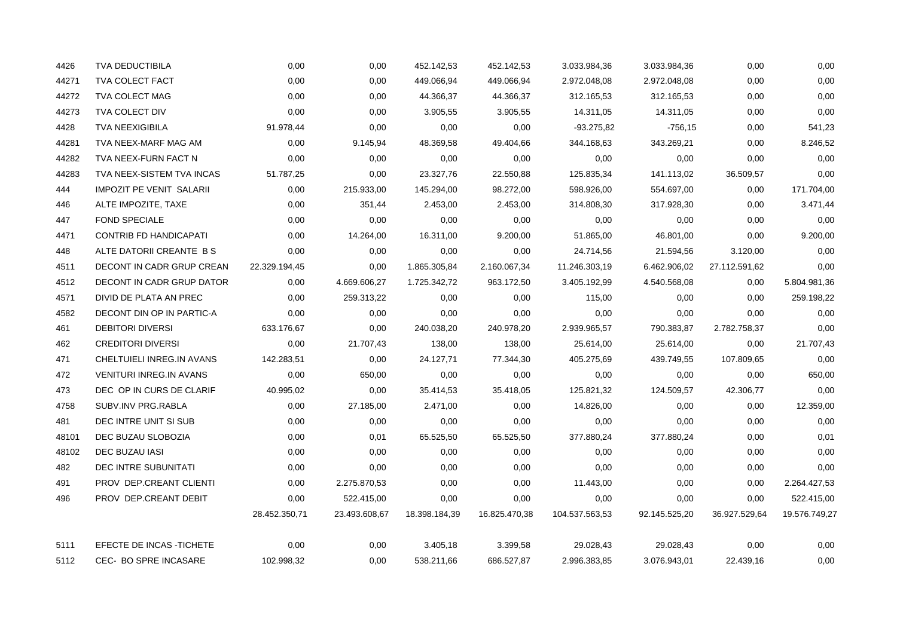| | | | | | | | | | |
|---|---|---|---|---|---|---|---|---|---|
| 4426 | TVA DEDUCTIBILA | 0,00 | 0,00 | 452.142,53 | 452.142,53 | 3.033.984,36 | 3.033.984,36 | 0,00 | 0,00 |
| 44271 | TVA COLECT FACT | 0,00 | 0,00 | 449.066,94 | 449.066,94 | 2.972.048,08 | 2.972.048,08 | 0,00 | 0,00 |
| 44272 | TVA COLECT MAG | 0,00 | 0,00 | 44.366,37 | 44.366,37 | 312.165,53 | 312.165,53 | 0,00 | 0,00 |
| 44273 | TVA COLECT DIV | 0,00 | 0,00 | 3.905,55 | 3.905,55 | 14.311,05 | 14.311,05 | 0,00 | 0,00 |
| 4428 | TVA NEEXIGIBILA | 91.978,44 | 0,00 | 0,00 | 0,00 | -93.275,82 | -756,15 | 0,00 | 541,23 |
| 44281 | TVA NEEX-MARF MAG AM | 0,00 | 9.145,94 | 48.369,58 | 49.404,66 | 344.168,63 | 343.269,21 | 0,00 | 8.246,52 |
| 44282 | TVA NEEX-FURN FACT N | 0,00 | 0,00 | 0,00 | 0,00 | 0,00 | 0,00 | 0,00 | 0,00 |
| 44283 | TVA NEEX-SISTEM TVA INCAS | 51.787,25 | 0,00 | 23.327,76 | 22.550,88 | 125.835,34 | 141.113,02 | 36.509,57 | 0,00 |
| 444 | IMPOZIT PE VENIT SALARII | 0,00 | 215.933,00 | 145.294,00 | 98.272,00 | 598.926,00 | 554.697,00 | 0,00 | 171.704,00 |
| 446 | ALTE IMPOZITE, TAXE | 0,00 | 351,44 | 2.453,00 | 2.453,00 | 314.808,30 | 317.928,30 | 0,00 | 3.471,44 |
| 447 | FOND SPECIALE | 0,00 | 0,00 | 0,00 | 0,00 | 0,00 | 0,00 | 0,00 | 0,00 |
| 4471 | CONTRIB FD HANDICAPATI | 0,00 | 14.264,00 | 16.311,00 | 9.200,00 | 51.865,00 | 46.801,00 | 0,00 | 9.200,00 |
| 448 | ALTE DATORII CREANTE B S | 0,00 | 0,00 | 0,00 | 0,00 | 24.714,56 | 21.594,56 | 3.120,00 | 0,00 |
| 4511 | DECONT IN CADR GRUP CREAN | 22.329.194,45 | 0,00 | 1.865.305,84 | 2.160.067,34 | 11.246.303,19 | 6.462.906,02 | 27.112.591,62 | 0,00 |
| 4512 | DECONT IN CADR GRUP DATOR | 0,00 | 4.669.606,27 | 1.725.342,72 | 963.172,50 | 3.405.192,99 | 4.540.568,08 | 0,00 | 5.804.981,36 |
| 4571 | DIVID DE PLATA AN PREC | 0,00 | 259.313,22 | 0,00 | 0,00 | 115,00 | 0,00 | 0,00 | 259.198,22 |
| 4582 | DECONT DIN OP IN PARTIC-A | 0,00 | 0,00 | 0,00 | 0,00 | 0,00 | 0,00 | 0,00 | 0,00 |
| 461 | DEBITORI DIVERSI | 633.176,67 | 0,00 | 240.038,20 | 240.978,20 | 2.939.965,57 | 790.383,87 | 2.782.758,37 | 0,00 |
| 462 | CREDITORI DIVERSI | 0,00 | 21.707,43 | 138,00 | 138,00 | 25.614,00 | 25.614,00 | 0,00 | 21.707,43 |
| 471 | CHELTUIELI INREG.IN AVANS | 142.283,51 | 0,00 | 24.127,71 | 77.344,30 | 405.275,69 | 439.749,55 | 107.809,65 | 0,00 |
| 472 | VENITURI INREG.IN AVANS | 0,00 | 650,00 | 0,00 | 0,00 | 0,00 | 0,00 | 0,00 | 650,00 |
| 473 | DEC OP IN CURS DE CLARIF | 40.995,02 | 0,00 | 35.414,53 | 35.418,05 | 125.821,32 | 124.509,57 | 42.306,77 | 0,00 |
| 4758 | SUBV.INV PRG.RABLA | 0,00 | 27.185,00 | 2.471,00 | 0,00 | 14.826,00 | 0,00 | 0,00 | 12.359,00 |
| 481 | DEC INTRE UNIT SI SUB | 0,00 | 0,00 | 0,00 | 0,00 | 0,00 | 0,00 | 0,00 | 0,00 |
| 48101 | DEC BUZAU SLOBOZIA | 0,00 | 0,01 | 65.525,50 | 65.525,50 | 377.880,24 | 377.880,24 | 0,00 | 0,01 |
| 48102 | DEC BUZAU IASI | 0,00 | 0,00 | 0,00 | 0,00 | 0,00 | 0,00 | 0,00 | 0,00 |
| 482 | DEC INTRE SUBUNITATI | 0,00 | 0,00 | 0,00 | 0,00 | 0,00 | 0,00 | 0,00 | 0,00 |
| 491 | PROV DEP.CREANT CLIENTI | 0,00 | 2.275.870,53 | 0,00 | 0,00 | 11.443,00 | 0,00 | 0,00 | 2.264.427,53 |
| 496 | PROV DEP.CREANT DEBIT | 0,00 | 522.415,00 | 0,00 | 0,00 | 0,00 | 0,00 | 0,00 | 522.415,00 |
| | | 28.452.350,71 | 23.493.608,67 | 18.398.184,39 | 16.825.470,38 | 104.537.563,53 | 92.145.525,20 | 36.927.529,64 | 19.576.749,27 |
| 5111 | EFECTE DE INCAS -TICHETE | 0,00 | 0,00 | 3.405,18 | 3.399,58 | 29.028,43 | 29.028,43 | 0,00 | 0,00 |
| 5112 | CEC- BO SPRE INCASARE | 102.998,32 | 0,00 | 538.211,66 | 686.527,87 | 2.996.383,85 | 3.076.943,01 | 22.439,16 | 0,00 |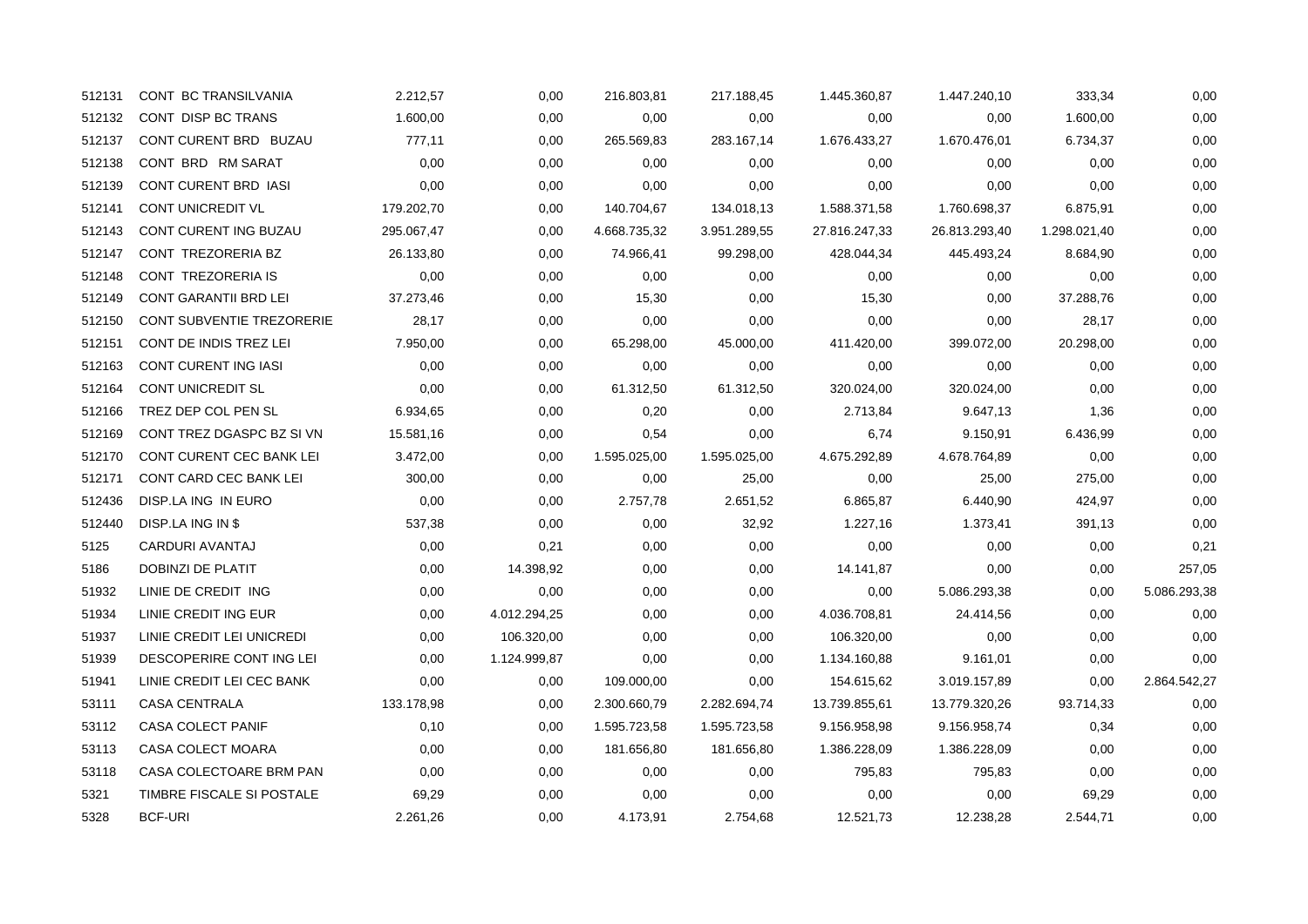| | | | | | | | | | |
|---|---|---|---|---|---|---|---|---|---|
| 512131 | CONT BC TRANSILVANIA | 2.212,57 | 0,00 | 216.803,81 | 217.188,45 | 1.445.360,87 | 1.447.240,10 | 333,34 | 0,00 |
| 512132 | CONT DISP BC TRANS | 1.600,00 | 0,00 | 0,00 | 0,00 | 0,00 | 0,00 | 1.600,00 | 0,00 |
| 512137 | CONT CURENT BRD BUZAU | 777,11 | 0,00 | 265.569,83 | 283.167,14 | 1.676.433,27 | 1.670.476,01 | 6.734,37 | 0,00 |
| 512138 | CONT BRD RM SARAT | 0,00 | 0,00 | 0,00 | 0,00 | 0,00 | 0,00 | 0,00 | 0,00 |
| 512139 | CONT CURENT BRD IASI | 0,00 | 0,00 | 0,00 | 0,00 | 0,00 | 0,00 | 0,00 | 0,00 |
| 512141 | CONT UNICREDIT VL | 179.202,70 | 0,00 | 140.704,67 | 134.018,13 | 1.588.371,58 | 1.760.698,37 | 6.875,91 | 0,00 |
| 512143 | CONT CURENT ING BUZAU | 295.067,47 | 0,00 | 4.668.735,32 | 3.951.289,55 | 27.816.247,33 | 26.813.293,40 | 1.298.021,40 | 0,00 |
| 512147 | CONT TREZORERIA BZ | 26.133,80 | 0,00 | 74.966,41 | 99.298,00 | 428.044,34 | 445.493,24 | 8.684,90 | 0,00 |
| 512148 | CONT TREZORERIA IS | 0,00 | 0,00 | 0,00 | 0,00 | 0,00 | 0,00 | 0,00 | 0,00 |
| 512149 | CONT GARANTII BRD LEI | 37.273,46 | 0,00 | 15,30 | 0,00 | 15,30 | 0,00 | 37.288,76 | 0,00 |
| 512150 | CONT SUBVENTIE TREZORERIE | 28,17 | 0,00 | 0,00 | 0,00 | 0,00 | 0,00 | 28,17 | 0,00 |
| 512151 | CONT DE INDIS TREZ LEI | 7.950,00 | 0,00 | 65.298,00 | 45.000,00 | 411.420,00 | 399.072,00 | 20.298,00 | 0,00 |
| 512163 | CONT CURENT ING IASI | 0,00 | 0,00 | 0,00 | 0,00 | 0,00 | 0,00 | 0,00 | 0,00 |
| 512164 | CONT UNICREDIT SL | 0,00 | 0,00 | 61.312,50 | 61.312,50 | 320.024,00 | 320.024,00 | 0,00 | 0,00 |
| 512166 | TREZ DEP COL PEN SL | 6.934,65 | 0,00 | 0,20 | 0,00 | 2.713,84 | 9.647,13 | 1,36 | 0,00 |
| 512169 | CONT TREZ DGASPC BZ SI VN | 15.581,16 | 0,00 | 0,54 | 0,00 | 6,74 | 9.150,91 | 6.436,99 | 0,00 |
| 512170 | CONT CURENT CEC BANK LEI | 3.472,00 | 0,00 | 1.595.025,00 | 1.595.025,00 | 4.675.292,89 | 4.678.764,89 | 0,00 | 0,00 |
| 512171 | CONT CARD CEC BANK LEI | 300,00 | 0,00 | 0,00 | 25,00 | 0,00 | 25,00 | 275,00 | 0,00 |
| 512436 | DISP.LA ING IN EURO | 0,00 | 0,00 | 2.757,78 | 2.651,52 | 6.865,87 | 6.440,90 | 424,97 | 0,00 |
| 512440 | DISP.LA ING IN $ | 537,38 | 0,00 | 0,00 | 32,92 | 1.227,16 | 1.373,41 | 391,13 | 0,00 |
| 5125 | CARDURI AVANTAJ | 0,00 | 0,21 | 0,00 | 0,00 | 0,00 | 0,00 | 0,00 | 0,21 |
| 5186 | DOBINZI DE PLATIT | 0,00 | 14.398,92 | 0,00 | 0,00 | 14.141,87 | 0,00 | 0,00 | 257,05 |
| 51932 | LINIE DE CREDIT ING | 0,00 | 0,00 | 0,00 | 0,00 | 0,00 | 5.086.293,38 | 0,00 | 5.086.293,38 |
| 51934 | LINIE CREDIT ING EUR | 0,00 | 4.012.294,25 | 0,00 | 0,00 | 4.036.708,81 | 24.414,56 | 0,00 | 0,00 |
| 51937 | LINIE CREDIT LEI UNICREDI | 0,00 | 106.320,00 | 0,00 | 0,00 | 106.320,00 | 0,00 | 0,00 | 0,00 |
| 51939 | DESCOPERIRE CONT ING LEI | 0,00 | 1.124.999,87 | 0,00 | 0,00 | 1.134.160,88 | 9.161,01 | 0,00 | 0,00 |
| 51941 | LINIE CREDIT LEI CEC BANK | 0,00 | 0,00 | 109.000,00 | 0,00 | 154.615,62 | 3.019.157,89 | 0,00 | 2.864.542,27 |
| 53111 | CASA CENTRALA | 133.178,98 | 0,00 | 2.300.660,79 | 2.282.694,74 | 13.739.855,61 | 13.779.320,26 | 93.714,33 | 0,00 |
| 53112 | CASA COLECT PANIF | 0,10 | 0,00 | 1.595.723,58 | 1.595.723,58 | 9.156.958,98 | 9.156.958,74 | 0,34 | 0,00 |
| 53113 | CASA COLECT MOARA | 0,00 | 0,00 | 181.656,80 | 181.656,80 | 1.386.228,09 | 1.386.228,09 | 0,00 | 0,00 |
| 53118 | CASA COLECTOARE BRM PAN | 0,00 | 0,00 | 0,00 | 0,00 | 795,83 | 795,83 | 0,00 | 0,00 |
| 5321 | TIMBRE FISCALE SI POSTALE | 69,29 | 0,00 | 0,00 | 0,00 | 0,00 | 0,00 | 69,29 | 0,00 |
| 5328 | BCF-URI | 2.261,26 | 0,00 | 4.173,91 | 2.754,68 | 12.521,73 | 12.238,28 | 2.544,71 | 0,00 |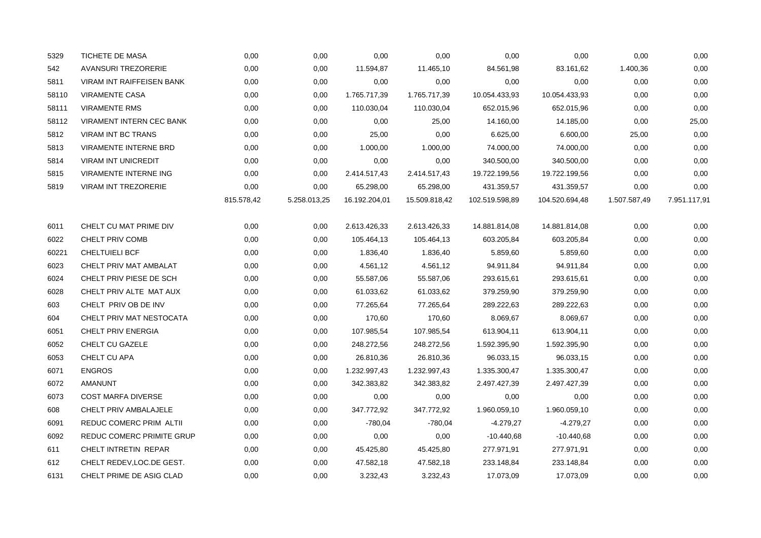| | | | | | | | | | |
|---|---|---|---|---|---|---|---|---|---|
| 5329 | TICHETE DE MASA | 0,00 | 0,00 | 0,00 | 0,00 | 0,00 | 0,00 | 0,00 | 0,00 |
| 542 | AVANSURI TREZORERIE | 0,00 | 0,00 | 11.594,87 | 11.465,10 | 84.561,98 | 83.161,62 | 1.400,36 | 0,00 |
| 5811 | VIRAM INT RAIFFEISEN BANK | 0,00 | 0,00 | 0,00 | 0,00 | 0,00 | 0,00 | 0,00 | 0,00 |
| 58110 | VIRAMENTE CASA | 0,00 | 0,00 | 1.765.717,39 | 1.765.717,39 | 10.054.433,93 | 10.054.433,93 | 0,00 | 0,00 |
| 58111 | VIRAMENTE RMS | 0,00 | 0,00 | 110.030,04 | 110.030,04 | 652.015,96 | 652.015,96 | 0,00 | 0,00 |
| 58112 | VIRAMENT INTERN CEC BANK | 0,00 | 0,00 | 0,00 | 25,00 | 14.160,00 | 14.185,00 | 0,00 | 25,00 |
| 5812 | VIRAM INT BC TRANS | 0,00 | 0,00 | 25,00 | 0,00 | 6.625,00 | 6.600,00 | 25,00 | 0,00 |
| 5813 | VIRAMENTE INTERNE BRD | 0,00 | 0,00 | 1.000,00 | 1.000,00 | 74.000,00 | 74.000,00 | 0,00 | 0,00 |
| 5814 | VIRAM INT UNICREDIT | 0,00 | 0,00 | 0,00 | 0,00 | 340.500,00 | 340.500,00 | 0,00 | 0,00 |
| 5815 | VIRAMENTE INTERNE ING | 0,00 | 0,00 | 2.414.517,43 | 2.414.517,43 | 19.722.199,56 | 19.722.199,56 | 0,00 | 0,00 |
| 5819 | VIRAM INT TREZORERIE | 0,00 | 0,00 | 65.298,00 | 65.298,00 | 431.359,57 | 431.359,57 | 0,00 | 0,00 |
| | | 815.578,42 | 5.258.013,25 | 16.192.204,01 | 15.509.818,42 | 102.519.598,89 | 104.520.694,48 | 1.507.587,49 | 7.951.117,91 |
| 6011 | CHELT CU MAT PRIME DIV | 0,00 | 0,00 | 2.613.426,33 | 2.613.426,33 | 14.881.814,08 | 14.881.814,08 | 0,00 | 0,00 |
| 6022 | CHELT PRIV COMB | 0,00 | 0,00 | 105.464,13 | 105.464,13 | 603.205,84 | 603.205,84 | 0,00 | 0,00 |
| 60221 | CHELTUIELI BCF | 0,00 | 0,00 | 1.836,40 | 1.836,40 | 5.859,60 | 5.859,60 | 0,00 | 0,00 |
| 6023 | CHELT PRIV MAT AMBALAT | 0,00 | 0,00 | 4.561,12 | 4.561,12 | 94.911,84 | 94.911,84 | 0,00 | 0,00 |
| 6024 | CHELT PRIV PIESE DE SCH | 0,00 | 0,00 | 55.587,06 | 55.587,06 | 293.615,61 | 293.615,61 | 0,00 | 0,00 |
| 6028 | CHELT PRIV ALTE MAT AUX | 0,00 | 0,00 | 61.033,62 | 61.033,62 | 379.259,90 | 379.259,90 | 0,00 | 0,00 |
| 603 | CHELT PRIV OB DE INV | 0,00 | 0,00 | 77.265,64 | 77.265,64 | 289.222,63 | 289.222,63 | 0,00 | 0,00 |
| 604 | CHELT PRIV MAT NESTOCATA | 0,00 | 0,00 | 170,60 | 170,60 | 8.069,67 | 8.069,67 | 0,00 | 0,00 |
| 6051 | CHELT PRIV ENERGIA | 0,00 | 0,00 | 107.985,54 | 107.985,54 | 613.904,11 | 613.904,11 | 0,00 | 0,00 |
| 6052 | CHELT CU GAZELE | 0,00 | 0,00 | 248.272,56 | 248.272,56 | 1.592.395,90 | 1.592.395,90 | 0,00 | 0,00 |
| 6053 | CHELT CU APA | 0,00 | 0,00 | 26.810,36 | 26.810,36 | 96.033,15 | 96.033,15 | 0,00 | 0,00 |
| 6071 | ENGROS | 0,00 | 0,00 | 1.232.997,43 | 1.232.997,43 | 1.335.300,47 | 1.335.300,47 | 0,00 | 0,00 |
| 6072 | AMANUNT | 0,00 | 0,00 | 342.383,82 | 342.383,82 | 2.497.427,39 | 2.497.427,39 | 0,00 | 0,00 |
| 6073 | COST MARFA DIVERSE | 0,00 | 0,00 | 0,00 | 0,00 | 0,00 | 0,00 | 0,00 | 0,00 |
| 608 | CHELT PRIV AMBALAJELE | 0,00 | 0,00 | 347.772,92 | 347.772,92 | 1.960.059,10 | 1.960.059,10 | 0,00 | 0,00 |
| 6091 | REDUC COMERC PRIM ALTII | 0,00 | 0,00 | -780,04 | -780,04 | -4.279,27 | -4.279,27 | 0,00 | 0,00 |
| 6092 | REDUC COMERC PRIMITE GRUP | 0,00 | 0,00 | 0,00 | 0,00 | -10.440,68 | -10.440,68 | 0,00 | 0,00 |
| 611 | CHELT INTRETIN REPAR | 0,00 | 0,00 | 45.425,80 | 45.425,80 | 277.971,91 | 277.971,91 | 0,00 | 0,00 |
| 612 | CHELT REDEV,LOC.DE GEST. | 0,00 | 0,00 | 47.582,18 | 47.582,18 | 233.148,84 | 233.148,84 | 0,00 | 0,00 |
| 6131 | CHELT PRIME DE ASIG CLAD | 0,00 | 0,00 | 3.232,43 | 3.232,43 | 17.073,09 | 17.073,09 | 0,00 | 0,00 |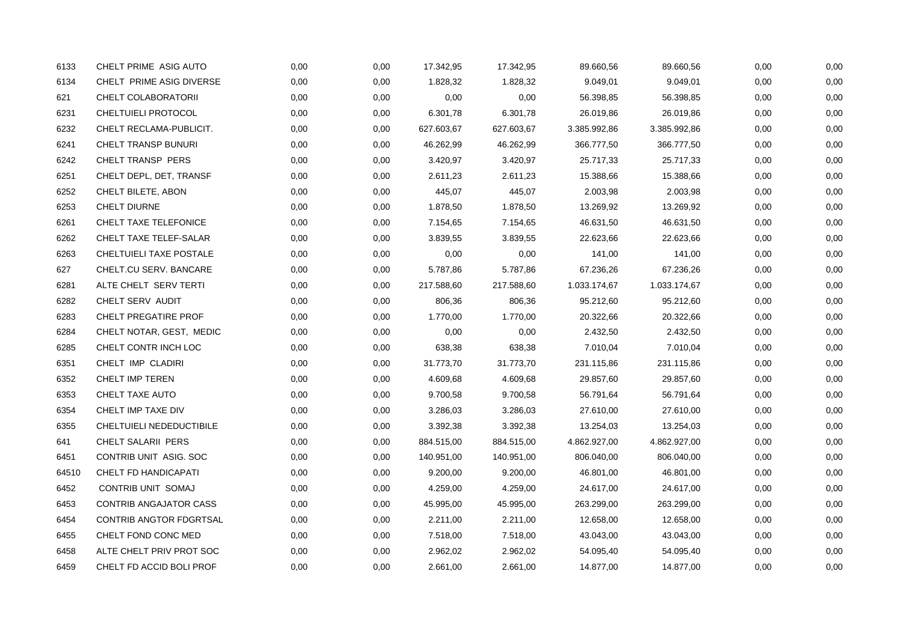| | | | | | | | | | |
|---|---|---|---|---|---|---|---|---|---|
| 6133 | CHELT PRIME ASIG AUTO | 0,00 | 0,00 | 17.342,95 | 17.342,95 | 89.660,56 | 89.660,56 | 0,00 | 0,00 |
| 6134 | CHELT PRIME ASIG DIVERSE | 0,00 | 0,00 | 1.828,32 | 1.828,32 | 9.049,01 | 9.049,01 | 0,00 | 0,00 |
| 621 | CHELT COLABORATORII | 0,00 | 0,00 | 0,00 | 0,00 | 56.398,85 | 56.398,85 | 0,00 | 0,00 |
| 6231 | CHELTUIELI PROTOCOL | 0,00 | 0,00 | 6.301,78 | 6.301,78 | 26.019,86 | 26.019,86 | 0,00 | 0,00 |
| 6232 | CHELT RECLAMA-PUBLICIT. | 0,00 | 0,00 | 627.603,67 | 627.603,67 | 3.385.992,86 | 3.385.992,86 | 0,00 | 0,00 |
| 6241 | CHELT TRANSP BUNURI | 0,00 | 0,00 | 46.262,99 | 46.262,99 | 366.777,50 | 366.777,50 | 0,00 | 0,00 |
| 6242 | CHELT TRANSP PERS | 0,00 | 0,00 | 3.420,97 | 3.420,97 | 25.717,33 | 25.717,33 | 0,00 | 0,00 |
| 6251 | CHELT DEPL, DET, TRANSF | 0,00 | 0,00 | 2.611,23 | 2.611,23 | 15.388,66 | 15.388,66 | 0,00 | 0,00 |
| 6252 | CHELT BILETE, ABON | 0,00 | 0,00 | 445,07 | 445,07 | 2.003,98 | 2.003,98 | 0,00 | 0,00 |
| 6253 | CHELT DIURNE | 0,00 | 0,00 | 1.878,50 | 1.878,50 | 13.269,92 | 13.269,92 | 0,00 | 0,00 |
| 6261 | CHELT TAXE TELEFONICE | 0,00 | 0,00 | 7.154,65 | 7.154,65 | 46.631,50 | 46.631,50 | 0,00 | 0,00 |
| 6262 | CHELT TAXE TELEF-SALAR | 0,00 | 0,00 | 3.839,55 | 3.839,55 | 22.623,66 | 22.623,66 | 0,00 | 0,00 |
| 6263 | CHELTUIELI TAXE POSTALE | 0,00 | 0,00 | 0,00 | 0,00 | 141,00 | 141,00 | 0,00 | 0,00 |
| 627 | CHELT.CU SERV. BANCARE | 0,00 | 0,00 | 5.787,86 | 5.787,86 | 67.236,26 | 67.236,26 | 0,00 | 0,00 |
| 6281 | ALTE CHELT SERV TERTI | 0,00 | 0,00 | 217.588,60 | 217.588,60 | 1.033.174,67 | 1.033.174,67 | 0,00 | 0,00 |
| 6282 | CHELT SERV AUDIT | 0,00 | 0,00 | 806,36 | 806,36 | 95.212,60 | 95.212,60 | 0,00 | 0,00 |
| 6283 | CHELT PREGATIRE PROF | 0,00 | 0,00 | 1.770,00 | 1.770,00 | 20.322,66 | 20.322,66 | 0,00 | 0,00 |
| 6284 | CHELT NOTAR, GEST, MEDIC | 0,00 | 0,00 | 0,00 | 0,00 | 2.432,50 | 2.432,50 | 0,00 | 0,00 |
| 6285 | CHELT CONTR INCH LOC | 0,00 | 0,00 | 638,38 | 638,38 | 7.010,04 | 7.010,04 | 0,00 | 0,00 |
| 6351 | CHELT IMP CLADIRI | 0,00 | 0,00 | 31.773,70 | 31.773,70 | 231.115,86 | 231.115,86 | 0,00 | 0,00 |
| 6352 | CHELT IMP TEREN | 0,00 | 0,00 | 4.609,68 | 4.609,68 | 29.857,60 | 29.857,60 | 0,00 | 0,00 |
| 6353 | CHELT TAXE AUTO | 0,00 | 0,00 | 9.700,58 | 9.700,58 | 56.791,64 | 56.791,64 | 0,00 | 0,00 |
| 6354 | CHELT IMP TAXE DIV | 0,00 | 0,00 | 3.286,03 | 3.286,03 | 27.610,00 | 27.610,00 | 0,00 | 0,00 |
| 6355 | CHELTUIELI NEDEDUCTIBILE | 0,00 | 0,00 | 3.392,38 | 3.392,38 | 13.254,03 | 13.254,03 | 0,00 | 0,00 |
| 641 | CHELT SALARII PERS | 0,00 | 0,00 | 884.515,00 | 884.515,00 | 4.862.927,00 | 4.862.927,00 | 0,00 | 0,00 |
| 6451 | CONTRIB UNIT ASIG. SOC | 0,00 | 0,00 | 140.951,00 | 140.951,00 | 806.040,00 | 806.040,00 | 0,00 | 0,00 |
| 64510 | CHELT FD HANDICAPATI | 0,00 | 0,00 | 9.200,00 | 9.200,00 | 46.801,00 | 46.801,00 | 0,00 | 0,00 |
| 6452 | CONTRIB UNIT SOMAJ | 0,00 | 0,00 | 4.259,00 | 4.259,00 | 24.617,00 | 24.617,00 | 0,00 | 0,00 |
| 6453 | CONTRIB ANGAJATOR CASS | 0,00 | 0,00 | 45.995,00 | 45.995,00 | 263.299,00 | 263.299,00 | 0,00 | 0,00 |
| 6454 | CONTRIB ANGTOR FDGRTSAL | 0,00 | 0,00 | 2.211,00 | 2.211,00 | 12.658,00 | 12.658,00 | 0,00 | 0,00 |
| 6455 | CHELT FOND CONC MED | 0,00 | 0,00 | 7.518,00 | 7.518,00 | 43.043,00 | 43.043,00 | 0,00 | 0,00 |
| 6458 | ALTE CHELT PRIV PROT SOC | 0,00 | 0,00 | 2.962,02 | 2.962,02 | 54.095,40 | 54.095,40 | 0,00 | 0,00 |
| 6459 | CHELT FD ACCID BOLI PROF | 0,00 | 0,00 | 2.661,00 | 2.661,00 | 14.877,00 | 14.877,00 | 0,00 | 0,00 |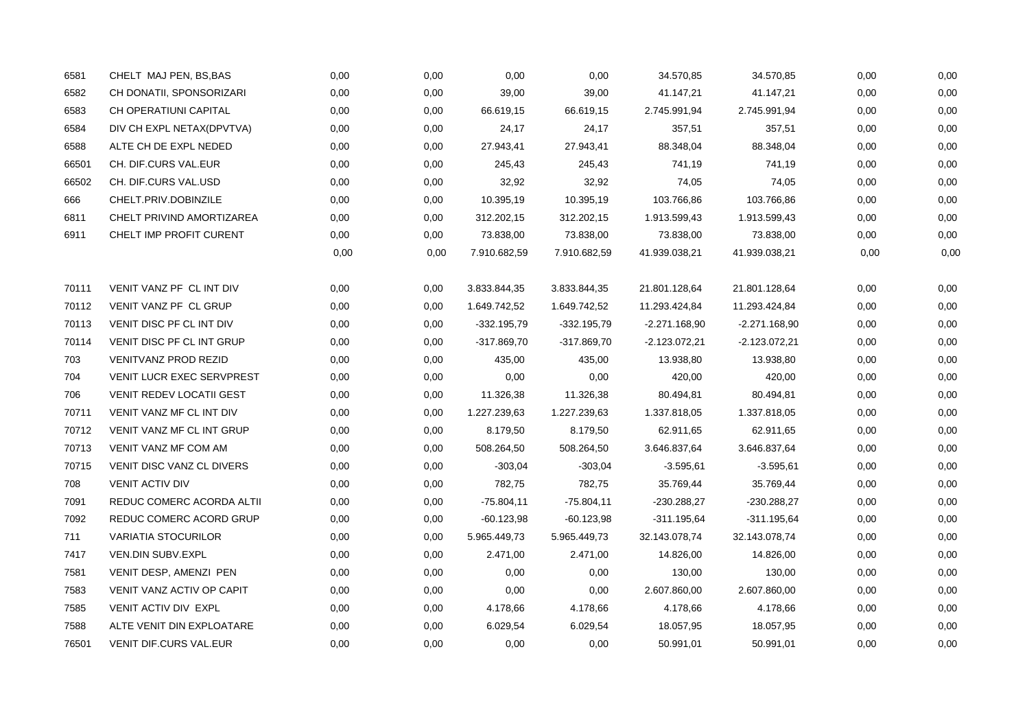| | | | | | | | | | |
|---|---|---|---|---|---|---|---|---|---|
| 6581 | CHELT MAJ PEN, BS,BAS | 0,00 | 0,00 | 0,00 | 0,00 | 34.570,85 | 34.570,85 | 0,00 | 0,00 |
| 6582 | CH DONATII, SPONSORIZARI | 0,00 | 0,00 | 39,00 | 39,00 | 41.147,21 | 41.147,21 | 0,00 | 0,00 |
| 6583 | CH OPERATIUNI CAPITAL | 0,00 | 0,00 | 66.619,15 | 66.619,15 | 2.745.991,94 | 2.745.991,94 | 0,00 | 0,00 |
| 6584 | DIV CH EXPL NETAX(DPVTVA) | 0,00 | 0,00 | 24,17 | 24,17 | 357,51 | 357,51 | 0,00 | 0,00 |
| 6588 | ALTE CH DE EXPL NEDED | 0,00 | 0,00 | 27.943,41 | 27.943,41 | 88.348,04 | 88.348,04 | 0,00 | 0,00 |
| 66501 | CH. DIF.CURS VAL.EUR | 0,00 | 0,00 | 245,43 | 245,43 | 741,19 | 741,19 | 0,00 | 0,00 |
| 66502 | CH. DIF.CURS VAL.USD | 0,00 | 0,00 | 32,92 | 32,92 | 74,05 | 74,05 | 0,00 | 0,00 |
| 666 | CHELT.PRIV.DOBINZILE | 0,00 | 0,00 | 10.395,19 | 10.395,19 | 103.766,86 | 103.766,86 | 0,00 | 0,00 |
| 6811 | CHELT PRIVIND AMORTIZAREA | 0,00 | 0,00 | 312.202,15 | 312.202,15 | 1.913.599,43 | 1.913.599,43 | 0,00 | 0,00 |
| 6911 | CHELT IMP PROFIT CURENT | 0,00 | 0,00 | 73.838,00 | 73.838,00 | 73.838,00 | 73.838,00 | 0,00 | 0,00 |
| | | 0,00 | 0,00 | 7.910.682,59 | 7.910.682,59 | 41.939.038,21 | 41.939.038,21 | 0,00 | 0,00 |
| 70111 | VENIT VANZ PF CL INT DIV | 0,00 | 0,00 | 3.833.844,35 | 3.833.844,35 | 21.801.128,64 | 21.801.128,64 | 0,00 | 0,00 |
| 70112 | VENIT VANZ PF CL GRUP | 0,00 | 0,00 | 1.649.742,52 | 1.649.742,52 | 11.293.424,84 | 11.293.424,84 | 0,00 | 0,00 |
| 70113 | VENIT DISC PF CL INT DIV | 0,00 | 0,00 | -332.195,79 | -332.195,79 | -2.271.168,90 | -2.271.168,90 | 0,00 | 0,00 |
| 70114 | VENIT DISC PF CL INT GRUP | 0,00 | 0,00 | -317.869,70 | -317.869,70 | -2.123.072,21 | -2.123.072,21 | 0,00 | 0,00 |
| 703 | VENITVANZ PROD REZID | 0,00 | 0,00 | 435,00 | 435,00 | 13.938,80 | 13.938,80 | 0,00 | 0,00 |
| 704 | VENIT LUCR EXEC SERVPREST | 0,00 | 0,00 | 0,00 | 0,00 | 420,00 | 420,00 | 0,00 | 0,00 |
| 706 | VENIT REDEV LOCATII GEST | 0,00 | 0,00 | 11.326,38 | 11.326,38 | 80.494,81 | 80.494,81 | 0,00 | 0,00 |
| 70711 | VENIT VANZ MF CL INT DIV | 0,00 | 0,00 | 1.227.239,63 | 1.227.239,63 | 1.337.818,05 | 1.337.818,05 | 0,00 | 0,00 |
| 70712 | VENIT VANZ MF CL INT GRUP | 0,00 | 0,00 | 8.179,50 | 8.179,50 | 62.911,65 | 62.911,65 | 0,00 | 0,00 |
| 70713 | VENIT VANZ MF COM AM | 0,00 | 0,00 | 508.264,50 | 508.264,50 | 3.646.837,64 | 3.646.837,64 | 0,00 | 0,00 |
| 70715 | VENIT DISC VANZ CL DIVERS | 0,00 | 0,00 | -303,04 | -303,04 | -3.595,61 | -3.595,61 | 0,00 | 0,00 |
| 708 | VENIT ACTIV DIV | 0,00 | 0,00 | 782,75 | 782,75 | 35.769,44 | 35.769,44 | 0,00 | 0,00 |
| 7091 | REDUC COMERC ACORDA ALTII | 0,00 | 0,00 | -75.804,11 | -75.804,11 | -230.288,27 | -230.288,27 | 0,00 | 0,00 |
| 7092 | REDUC COMERC ACORD GRUP | 0,00 | 0,00 | -60.123,98 | -60.123,98 | -311.195,64 | -311.195,64 | 0,00 | 0,00 |
| 711 | VARIATIA STOCURILOR | 0,00 | 0,00 | 5.965.449,73 | 5.965.449,73 | 32.143.078,74 | 32.143.078,74 | 0,00 | 0,00 |
| 7417 | VEN.DIN SUBV.EXPL | 0,00 | 0,00 | 2.471,00 | 2.471,00 | 14.826,00 | 14.826,00 | 0,00 | 0,00 |
| 7581 | VENIT DESP, AMENZI PEN | 0,00 | 0,00 | 0,00 | 0,00 | 130,00 | 130,00 | 0,00 | 0,00 |
| 7583 | VENIT VANZ ACTIV OP CAPIT | 0,00 | 0,00 | 0,00 | 0,00 | 2.607.860,00 | 2.607.860,00 | 0,00 | 0,00 |
| 7585 | VENIT ACTIV DIV EXPL | 0,00 | 0,00 | 4.178,66 | 4.178,66 | 4.178,66 | 4.178,66 | 0,00 | 0,00 |
| 7588 | ALTE VENIT DIN EXPLOATARE | 0,00 | 0,00 | 6.029,54 | 6.029,54 | 18.057,95 | 18.057,95 | 0,00 | 0,00 |
| 76501 | VENIT DIF.CURS VAL.EUR | 0,00 | 0,00 | 0,00 | 0,00 | 50.991,01 | 50.991,01 | 0,00 | 0,00 |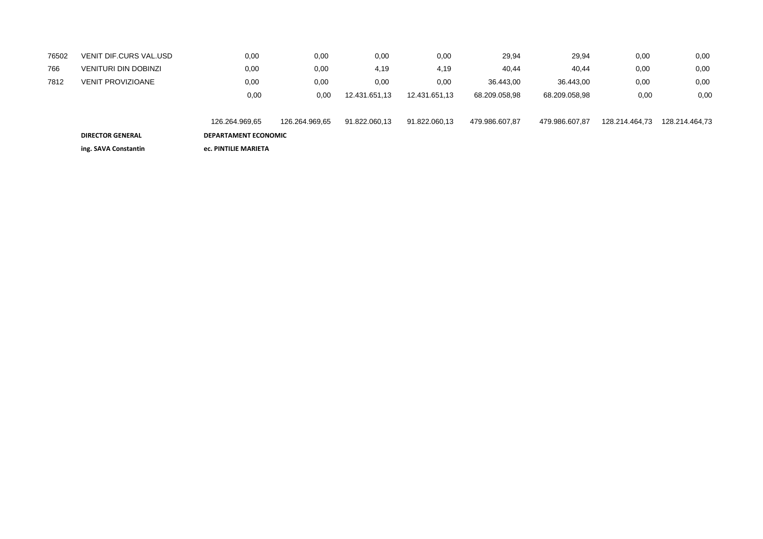| | | | | | | | | | |
|---|---|---|---|---|---|---|---|---|---|
| 76502 | VENIT DIF.CURS VAL.USD | 0,00 | 0,00 | 0,00 | 0,00 | 29,94 | 29,94 | 0,00 | 0,00 |
| 766 | VENITURI DIN DOBINZI | 0,00 | 0,00 | 4,19 | 4,19 | 40,44 | 40,44 | 0,00 | 0,00 |
| 7812 | VENIT PROVIZIOANE | 0,00 | 0,00 | 0,00 | 0,00 | 36.443,00 | 36.443,00 | 0,00 | 0,00 |
| | | 0,00 | 0,00 | 12.431.651,13 | 12.431.651,13 | 68.209.058,98 | 68.209.058,98 | 0,00 | 0,00 |
| | | 126.264.969,65 | 126.264.969,65 | 91.822.060,13 | 91.822.060,13 | 479.986.607,87 | 479.986.607,87 | 128.214.464,73 | 128.214.464,73 |

**DIRECTOR GENERAL** **DEPARTAMENT ECONOMIC**

**ing. SAVA Constantin** **ec. PINTILIE MARIETA**